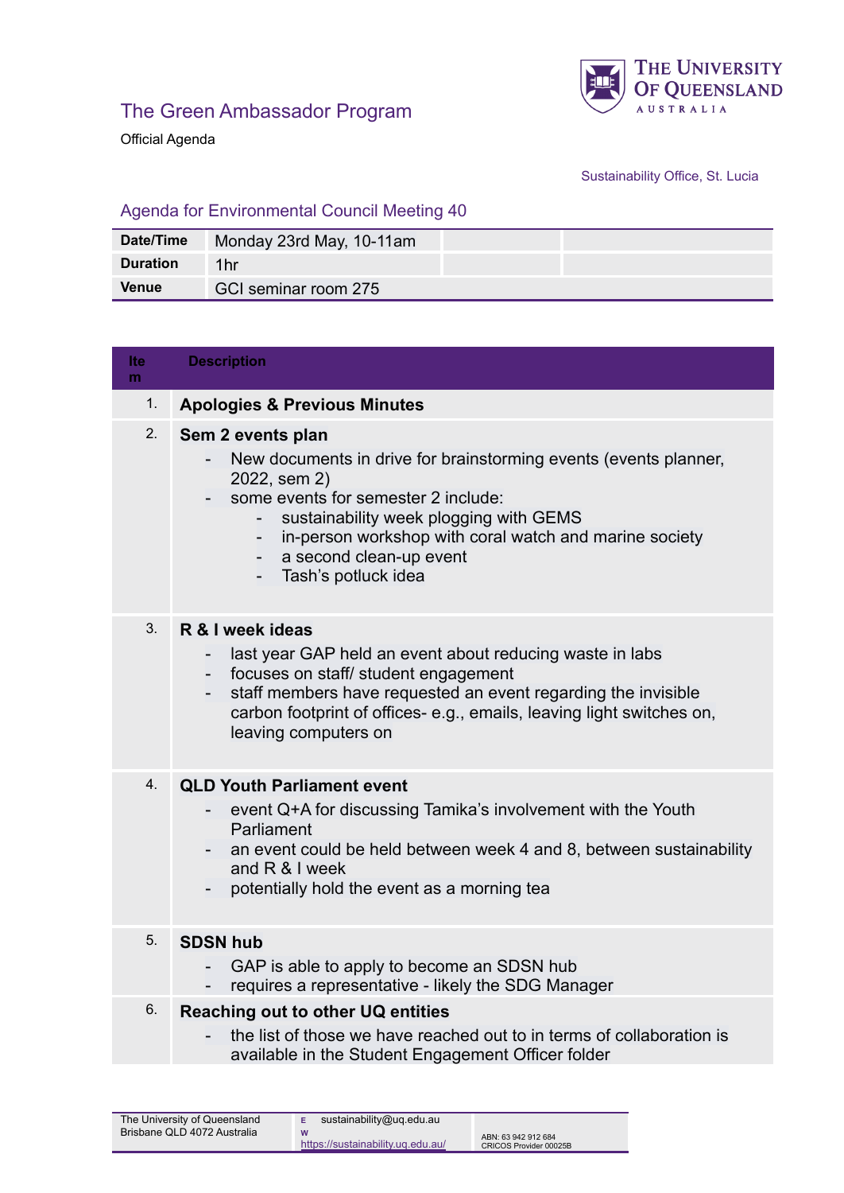The University of Queensland Australia

## The Green Ambassador Program

Official Agenda

Sustainability Office, St. Lucia

### Agenda for Environmental Council Meeting 40

| **Date/Time** | Monday 23rd May, 10-11am | | |
|---|---|---|---|
| **Duration** | 1hr | | |
| **Venue** | GCI seminar room 275 | | |

| Item | Description |
|---|---|
| 1. | **Apologies & Previous Minutes** |
| 2. | **Sem 2 events plan**<br>- New documents in drive for brainstorming events (events planner, 2022, sem 2)<br>- some events for semester 2 include:<br>&nbsp;&nbsp;&nbsp;&nbsp;- sustainability week plogging with GEMS<br>&nbsp;&nbsp;&nbsp;&nbsp;- in-person workshop with coral watch and marine society<br>&nbsp;&nbsp;&nbsp;&nbsp;- a second clean-up event<br>&nbsp;&nbsp;&nbsp;&nbsp;- Tash's potluck idea |
| 3. | **R & I week ideas**<br>- last year GAP held an event about reducing waste in labs<br>- focuses on staff/ student engagement<br>- staff members have requested an event regarding the invisible carbon footprint of offices- e.g., emails, leaving light switches on, leaving computers on |
| 4. | **QLD Youth Parliament event**<br>- event Q+A for discussing Tamika's involvement with the Youth Parliament<br>- an event could be held between week 4 and 8, between sustainability and R & I week<br>- potentially hold the event as a morning tea |
| 5. | **SDSN hub**<br>- GAP is able to apply to become an SDSN hub<br>- requires a representative - likely the SDG Manager |
| 6. | **Reaching out to other UQ entities**<br>- the list of those we have reached out to in terms of collaboration is available in the Student Engagement Officer folder |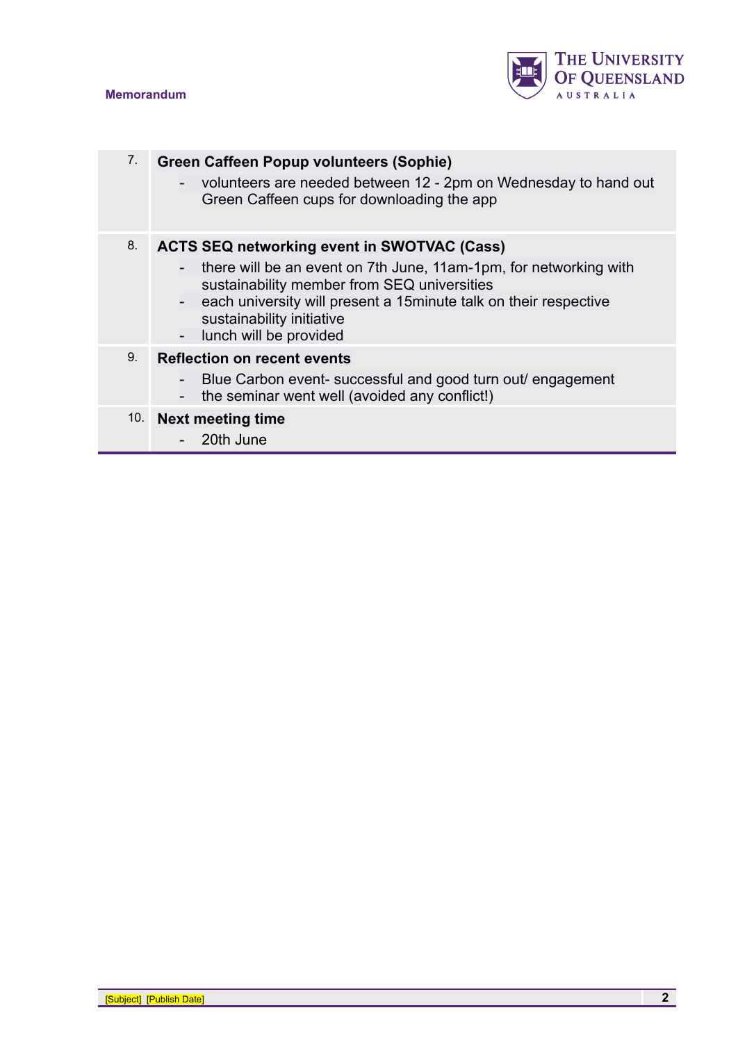| | |
|---|---|
| 7. | **Green Caffeen Popup volunteers (Sophie)**<br>- volunteers are needed between 12 - 2pm on Wednesday to hand out Green Caffeen cups for downloading the app |
| 8. | **ACTS SEQ networking event in SWOTVAC (Cass)**<br>- there will be an event on 7th June, 11am-1pm, for networking with sustainability member from SEQ universities<br>- each university will present a 15minute talk on their respective sustainability initiative<br>- lunch will be provided |
| 9. | **Reflection on recent events**<br>- Blue Carbon event- successful and good turn out/ engagement<br>- the seminar went well (avoided any conflict!) |
| 10. | **Next meeting time**<br>- 20th June |